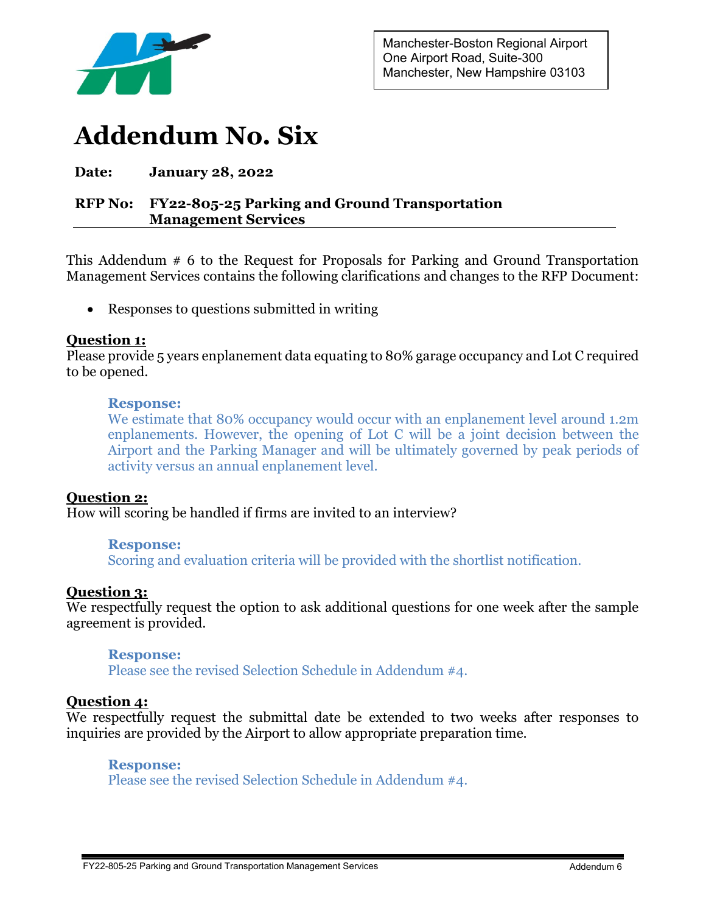Manchester-Boston Regional Airport
One Airport Road, Suite-300
Manchester, New Hampshire 03103

# Addendum No. Six

**Date:** **January 28, 2022**

**RFP No:** **FY22-805-25 Parking and Ground Transportation Management Services**

This Addendum # 6 to the Request for Proposals for Parking and Ground Transportation Management Services contains the following clarifications and changes to the RFP Document:

- Responses to questions submitted in writing

**Question 1:**
Please provide 5 years enplanement data equating to 80% garage occupancy and Lot C required to be opened.

> **Response:**
> We estimate that 80% occupancy would occur with an enplanement level around 1.2m enplanements. However, the opening of Lot C will be a joint decision between the Airport and the Parking Manager and will be ultimately governed by peak periods of activity versus an annual enplanement level.

**Question 2:**
How will scoring be handled if firms are invited to an interview?

> **Response:**
> Scoring and evaluation criteria will be provided with the shortlist notification.

**Question 3:**
We respectfully request the option to ask additional questions for one week after the sample agreement is provided.

> **Response:**
> Please see the revised Selection Schedule in Addendum #4.

**Question 4:**
We respectfully request the submittal date be extended to two weeks after responses to inquiries are provided by the Airport to allow appropriate preparation time.

> **Response:**
> Please see the revised Selection Schedule in Addendum #4.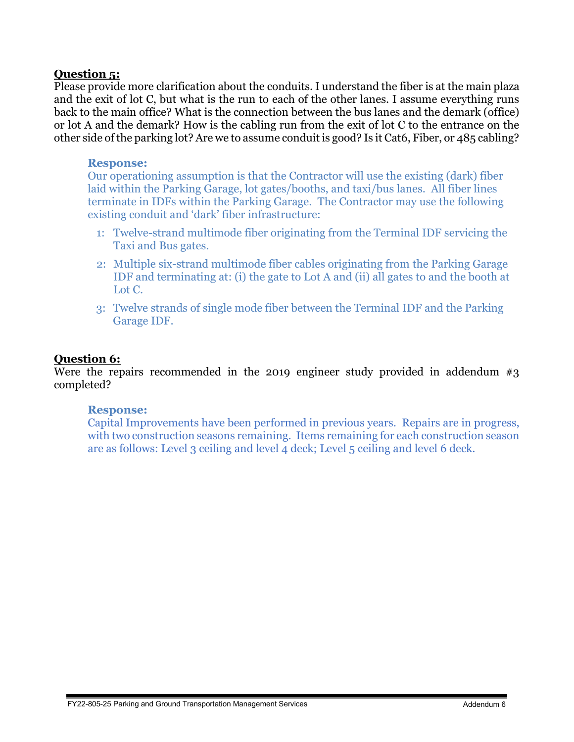**Question 5:**

Please provide more clarification about the conduits. I understand the fiber is at the main plaza and the exit of lot C, but what is the run to each of the other lanes. I assume everything runs back to the main office? What is the connection between the bus lanes and the demark (office) or lot A and the demark? How is the cabling run from the exit of lot C to the entrance on the other side of the parking lot? Are we to assume conduit is good? Is it Cat6, Fiber, or 485 cabling?

**Response:**

Our operationing assumption is that the Contractor will use the existing (dark) fiber laid within the Parking Garage, lot gates/booths, and taxi/bus lanes. All fiber lines terminate in IDFs within the Parking Garage. The Contractor may use the following existing conduit and 'dark' fiber infrastructure:

1: Twelve-strand multimode fiber originating from the Terminal IDF servicing the Taxi and Bus gates.

2: Multiple six-strand multimode fiber cables originating from the Parking Garage IDF and terminating at: (i) the gate to Lot A and (ii) all gates to and the booth at Lot C.

3: Twelve strands of single mode fiber between the Terminal IDF and the Parking Garage IDF.

**Question 6:**

Were the repairs recommended in the 2019 engineer study provided in addendum #3 completed?

**Response:**

Capital Improvements have been performed in previous years. Repairs are in progress, with two construction seasons remaining. Items remaining for each construction season are as follows: Level 3 ceiling and level 4 deck; Level 5 ceiling and level 6 deck.